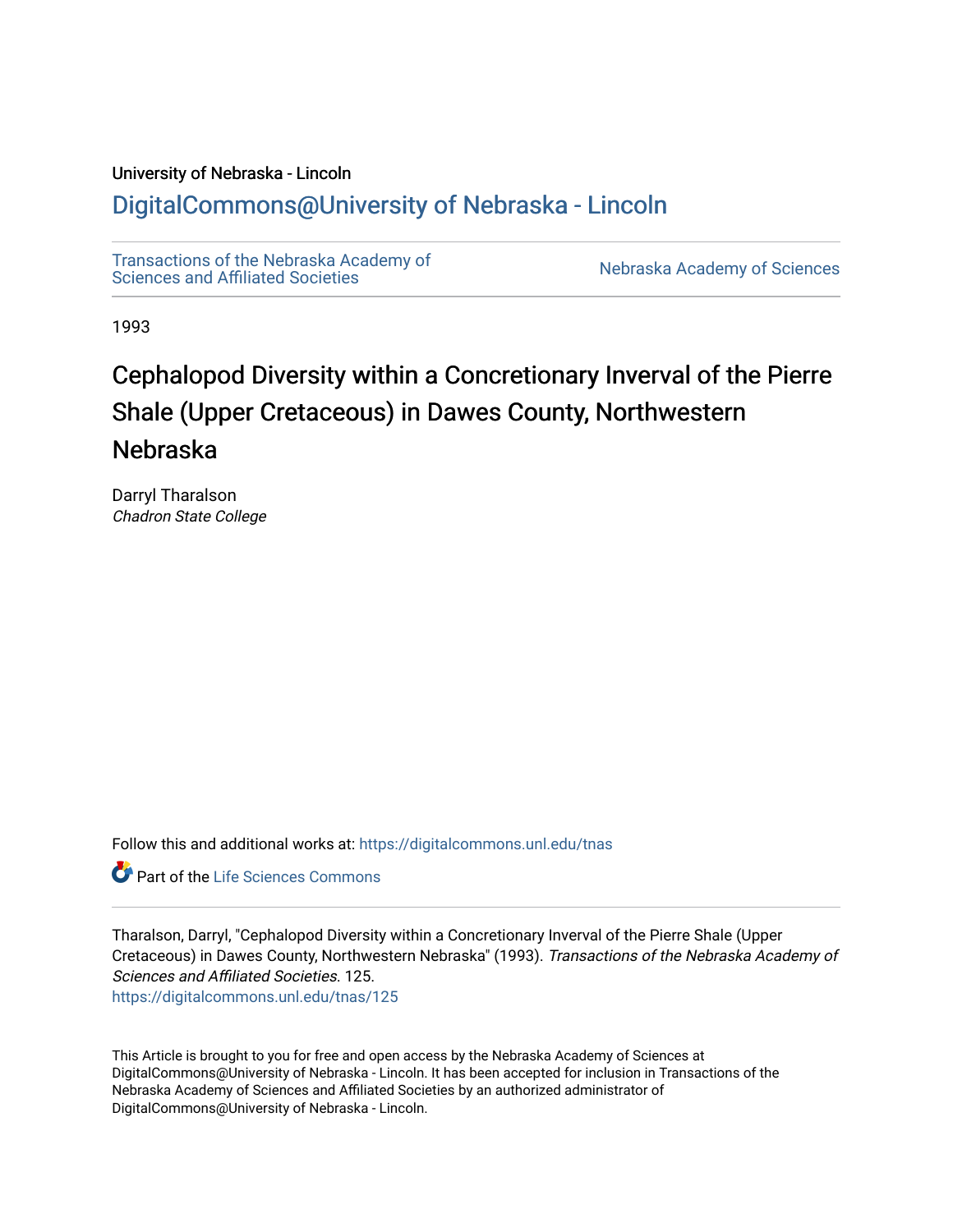University of Nebraska - Lincoln

## DigitalCommons@University of Nebraska - Lincoln

Transactions of the Nebraska Academy of Sciences and Affiliated Societies

Nebraska Academy of Sciences

1993

# Cephalopod Diversity within a Concretionary Inverval of the Pierre Shale (Upper Cretaceous) in Dawes County, Northwestern Nebraska

Darryl Tharalson
*Chadron State College*

Follow this and additional works at: https://digitalcommons.unl.edu/tnas

Part of the Life Sciences Commons

Tharalson, Darryl, "Cephalopod Diversity within a Concretionary Inverval of the Pierre Shale (Upper Cretaceous) in Dawes County, Northwestern Nebraska" (1993). *Transactions of the Nebraska Academy of Sciences and Affiliated Societies*. 125.
https://digitalcommons.unl.edu/tnas/125

This Article is brought to you for free and open access by the Nebraska Academy of Sciences at DigitalCommons@University of Nebraska - Lincoln. It has been accepted for inclusion in Transactions of the Nebraska Academy of Sciences and Affiliated Societies by an authorized administrator of DigitalCommons@University of Nebraska - Lincoln.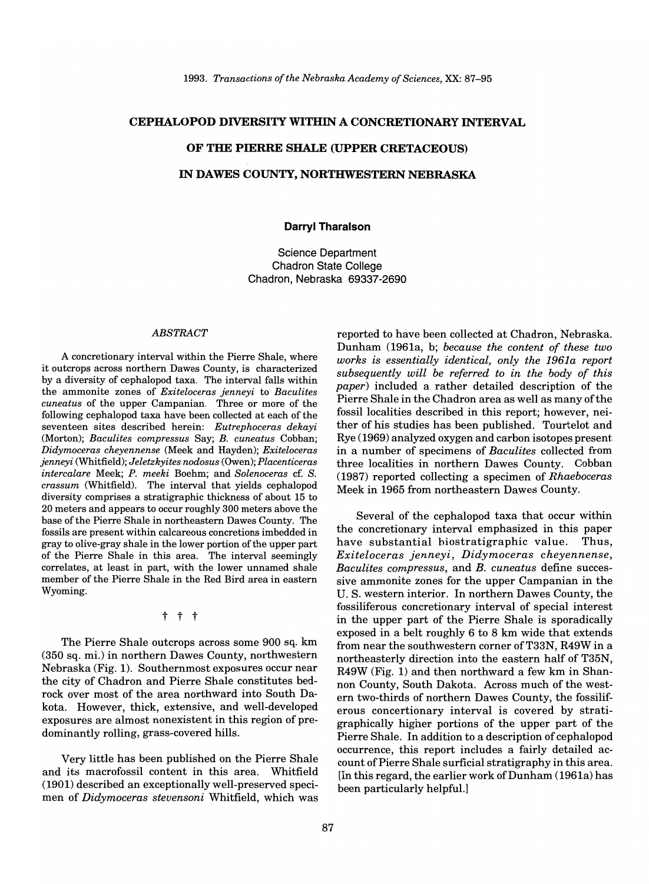# CEPHALOPOD DIVERSITY WITHIN A CONCRETIONARY INTERVAL OF THE PIERRE SHALE (UPPER CRETACEOUS) IN DAWES COUNTY, NORTHWESTERN NEBRASKA

**Darryl Tharalson**

Science Department
Chadron State College
Chadron, Nebraska 69337-2690

## *ABSTRACT*

A concretionary interval within the Pierre Shale, where it outcrops across northern Dawes County, is characterized by a diversity of cephalopod taxa. The interval falls within the ammonite zones of *Exiteloceras jenneyi* to *Baculites cuneatus* of the upper Campanian. Three or more of the following cephalopod taxa have been collected at each of the seventeen sites described herein: *Eutrephoceras dekayi* (Morton); *Baculites compressus* Say; *B. cuneatus* Cobban; *Didymoceras cheyennense* (Meek and Hayden); *Exiteloceras jenneyi* (Whitfield); *Jeletzkyites nodosus* (Owen); *Placenticeras intercalare* Meek; *P. meeki* Boehm; and *Solenoceras* cf. *S. crassum* (Whitfield). The interval that yields cephalopod diversity comprises a stratigraphic thickness of about 15 to 20 meters and appears to occur roughly 300 meters above the base of the Pierre Shale in northeastern Dawes County. The fossils are present within calcareous concretions imbedded in gray to olive-gray shale in the lower portion of the upper part of the Pierre Shale in this area. The interval seemingly correlates, at least in part, with the lower unnamed shale member of the Pierre Shale in the Red Bird area in eastern Wyoming.

† † †

The Pierre Shale outcrops across some 900 sq. km (350 sq. mi.) in northern Dawes County, northwestern Nebraska (Fig. 1). Southernmost exposures occur near the city of Chadron and Pierre Shale constitutes bedrock over most of the area northward into South Dakota. However, thick, extensive, and well-developed exposures are almost nonexistent in this region of predominantly rolling, grass-covered hills.

Very little has been published on the Pierre Shale and its macrofossil content in this area. Whitfield (1901) described an exceptionally well-preserved specimen of *Didymoceras stevensoni* Whitfield, which was reported to have been collected at Chadron, Nebraska. Dunham (1961a, b; *because the content of these two works is essentially identical, only the 1961a report subsequently will be referred to in the body of this paper*) included a rather detailed description of the Pierre Shale in the Chadron area as well as many of the fossil localities described in this report; however, neither of his studies has been published. Tourtelot and Rye (1969) analyzed oxygen and carbon isotopes present in a number of specimens of *Baculites* collected from three localities in northern Dawes County. Cobban (1987) reported collecting a specimen of *Rhaeboceras* Meek in 1965 from northeastern Dawes County.

Several of the cephalopod taxa that occur within the concretionary interval emphasized in this paper have substantial biostratigraphic value. Thus, *Exiteloceras jenneyi*, *Didymoceras cheyennense*, *Baculites compressus*, and *B. cuneatus* define successive ammonite zones for the upper Campanian in the U. S. western interior. In northern Dawes County, the fossiliferous concretionary interval of special interest in the upper part of the Pierre Shale is sporadically exposed in a belt roughly 6 to 8 km wide that extends from near the southwestern corner of T33N, R49W in a northeasterly direction into the eastern half of T35N, R49W (Fig. 1) and then northward a few km in Shannon County, South Dakota. Across much of the western two-thirds of northern Dawes County, the fossiliferous concertionary interval is covered by stratigraphically higher portions of the upper part of the Pierre Shale. In addition to a description of cephalopod occurrence, this report includes a fairly detailed account of Pierre Shale surficial stratigraphy in this area. [In this regard, the earlier work of Dunham (1961a) has been particularly helpful.]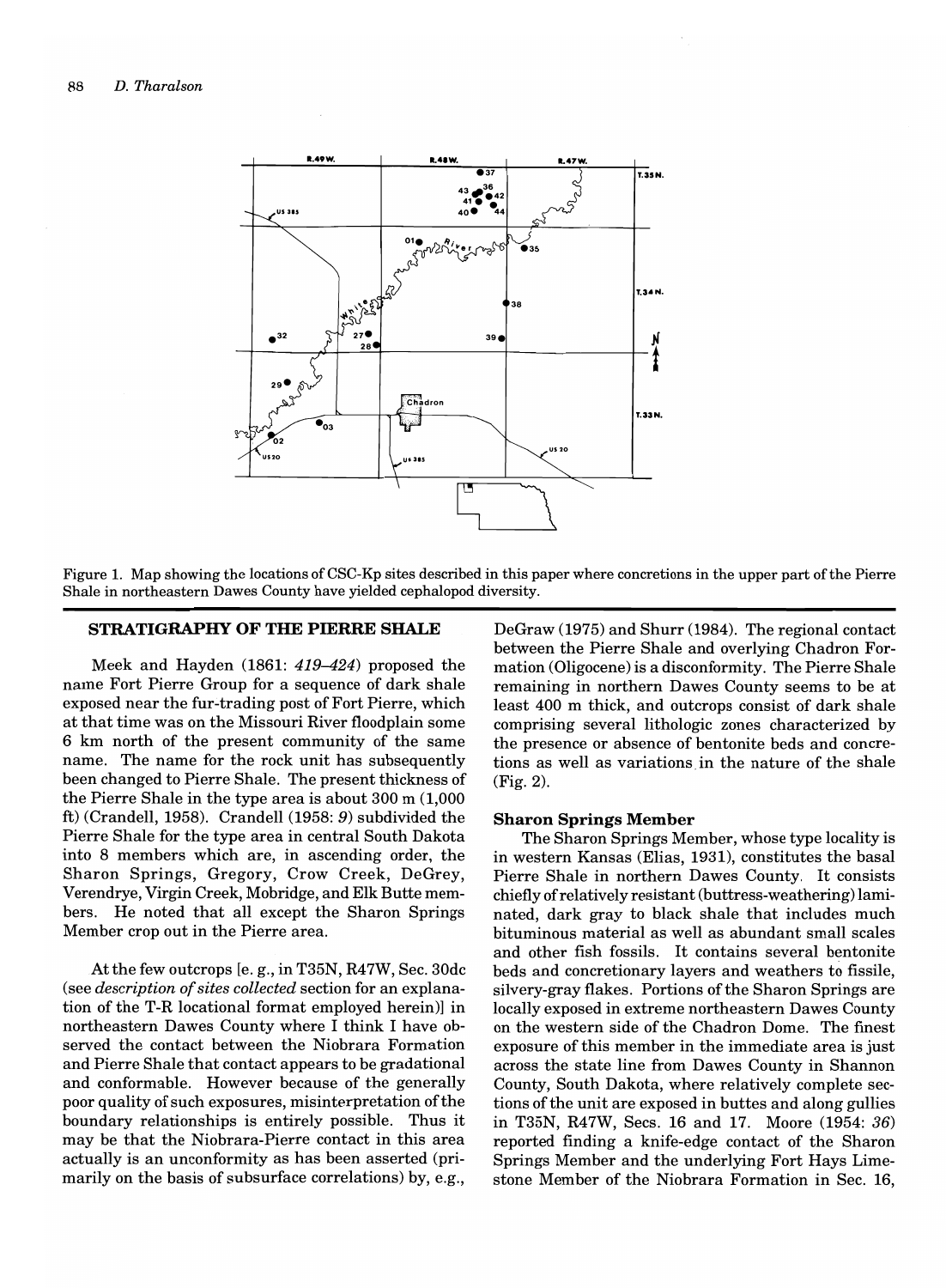Figure 1. Map showing the locations of CSC-Kp sites described in this paper where concretions in the upper part of the Pierre Shale in northeastern Dawes County have yielded cephalopod diversity.

## STRATIGRAPHY OF THE PIERRE SHALE

Meek and Hayden (1861: *419–424*) proposed the name Fort Pierre Group for a sequence of dark shale exposed near the fur-trading post of Fort Pierre, which at that time was on the Missouri River floodplain some 6 km north of the present community of the same name. The name for the rock unit has subsequently been changed to Pierre Shale. The present thickness of the Pierre Shale in the type area is about 300 m (1,000 ft) (Crandell, 1958). Crandell (1958: *9*) subdivided the Pierre Shale for the type area in central South Dakota into 8 members which are, in ascending order, the Sharon Springs, Gregory, Crow Creek, DeGrey, Verendrye, Virgin Creek, Mobridge, and Elk Butte members. He noted that all except the Sharon Springs Member crop out in the Pierre area.

At the few outcrops [e. g., in T35N, R47W, Sec. 30dc (see *description of sites collected* section for an explanation of the T-R locational format employed herein)] in northeastern Dawes County where I think I have observed the contact between the Niobrara Formation and Pierre Shale that contact appears to be gradational and conformable. However because of the generally poor quality of such exposures, misinterpretation of the boundary relationships is entirely possible. Thus it may be that the Niobrara-Pierre contact in this area actually is an unconformity as has been asserted (primarily on the basis of subsurface correlations) by, e.g., DeGraw (1975) and Shurr (1984). The regional contact between the Pierre Shale and overlying Chadron Formation (Oligocene) is a disconformity. The Pierre Shale remaining in northern Dawes County seems to be at least 400 m thick, and outcrops consist of dark shale comprising several lithologic zones characterized by the presence or absence of bentonite beds and concretions as well as variations in the nature of the shale (Fig. 2).

### Sharon Springs Member

The Sharon Springs Member, whose type locality is in western Kansas (Elias, 1931), constitutes the basal Pierre Shale in northern Dawes County. It consists chiefly of relatively resistant (buttress-weathering) laminated, dark gray to black shale that includes much bituminous material as well as abundant small scales and other fish fossils. It contains several bentonite beds and concretionary layers and weathers to fissile, silvery-gray flakes. Portions of the Sharon Springs are locally exposed in extreme northeastern Dawes County on the western side of the Chadron Dome. The finest exposure of this member in the immediate area is just across the state line from Dawes County in Shannon County, South Dakota, where relatively complete sections of the unit are exposed in buttes and along gullies in T35N, R47W, Secs. 16 and 17. Moore (1954: *36*) reported finding a knife-edge contact of the Sharon Springs Member and the underlying Fort Hays Limestone Member of the Niobrara Formation in Sec. 16,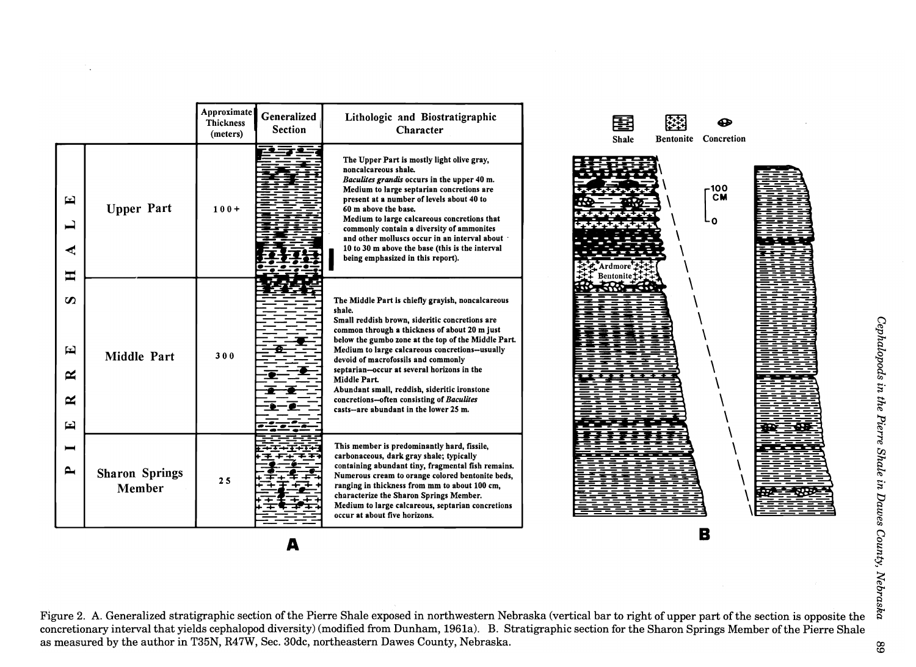| | | Approximate Thickness (meters) | Generalized Section | Lithologic and Biostratigraphic Character |
|---|---|---|---|---|
| PIERRE SHALE | Upper Part | 100+ | | The Upper Part is mostly light olive gray, noncalcareous shale. *Baculites grandis* occurs in the upper 40 m. Medium to large septarian concretions are present at a number of levels about 40 to 60 m above the base. Medium to large calcareous concretions that commonly contain a diversity of ammonites and other molluscs occur in an interval about 10 to 30 m above the base (this is the interval being emphasized in this report). |
| | Middle Part | 300 | | The Middle Part is chiefly grayish, noncalcareous shale. Small reddish brown, sideritic concretions are common through a thickness of about 20 m just below the gumbo zone at the top of the Middle Part. Medium to large calcareous concretions—usually devoid of macrofossils and commonly septarian—occur at several horizons in the Middle Part. Abundant small, reddish, sideritic ironstone concretions—often consisting of *Baculites* casts—are abundant in the lower 25 m. |
| | Sharon Springs Member | 25 | | This member is predominantly hard, fissile, carbonaceous, dark gray shale; typically containing abundant tiny, fragmental fish remains. Numerous cream to orange colored bentonite beds, ranging in thickness from mm to about 100 cm, characterize the Sharon Springs Member. Medium to large calcareous, septarian concretions occur at about five horizons. |

**A**

Shale | Bentonite | Concretion

100 CM — 0

Ardmore Bentonite

**B**

Figure 2. A. Generalized stratigraphic section of the Pierre Shale exposed in northwestern Nebraska (vertical bar to right of upper part of the section is opposite the concretionary interval that yields cephalopod diversity) (modified from Dunham, 1961a). B. Stratigraphic section for the Sharon Springs Member of the Pierre Shale as measured by the author in T35N, R47W, Sec. 30dc, northeastern Dawes County, Nebraska.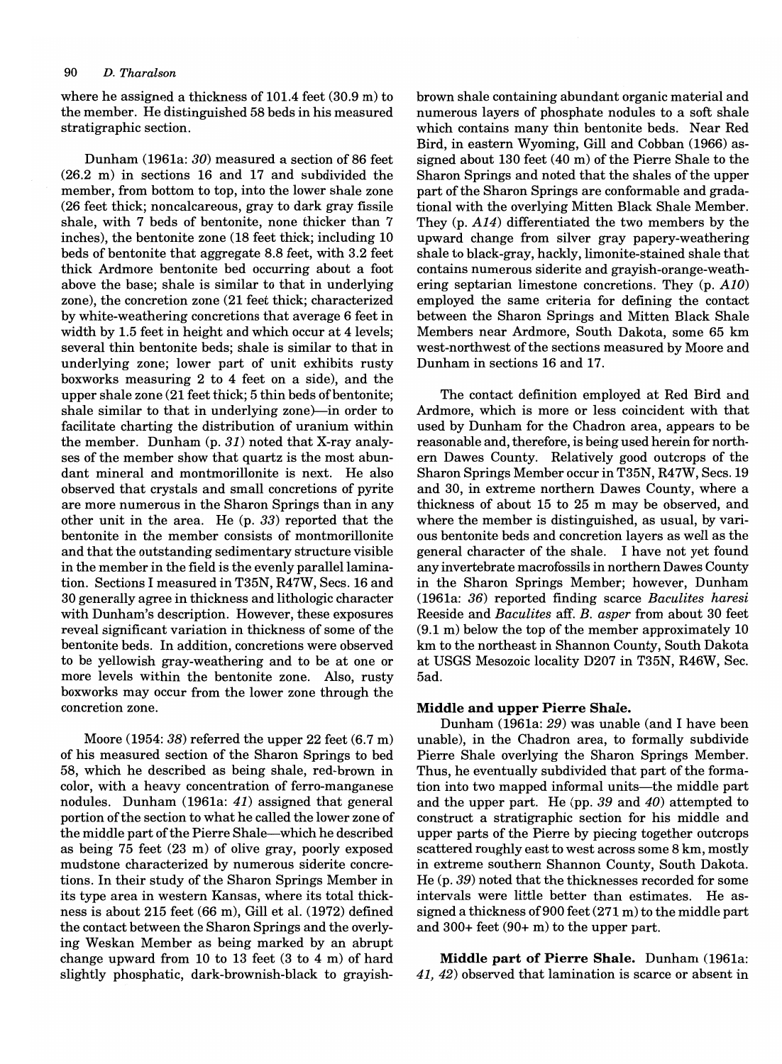where he assigned a thickness of 101.4 feet (30.9 m) to the member. He distinguished 58 beds in his measured stratigraphic section.

Dunham (1961a: *30*) measured a section of 86 feet (26.2 m) in sections 16 and 17 and subdivided the member, from bottom to top, into the lower shale zone (26 feet thick; noncalcareous, gray to dark gray fissile shale, with 7 beds of bentonite, none thicker than 7 inches), the bentonite zone (18 feet thick; including 10 beds of bentonite that aggregate 8.8 feet, with 3.2 feet thick Ardmore bentonite bed occurring about a foot above the base; shale is similar to that in underlying zone), the concretion zone (21 feet thick; characterized by white-weathering concretions that average 6 feet in width by 1.5 feet in height and which occur at 4 levels; several thin bentonite beds; shale is similar to that in underlying zone; lower part of unit exhibits rusty boxworks measuring 2 to 4 feet on a side), and the upper shale zone (21 feet thick; 5 thin beds of bentonite; shale similar to that in underlying zone)—in order to facilitate charting the distribution of uranium within the member. Dunham (p. *31*) noted that X-ray analyses of the member show that quartz is the most abundant mineral and montmorillonite is next. He also observed that crystals and small concretions of pyrite are more numerous in the Sharon Springs than in any other unit in the area. He (p. *33*) reported that the bentonite in the member consists of montmorillonite and that the outstanding sedimentary structure visible in the member in the field is the evenly parallel lamination. Sections I measured in T35N, R47W, Secs. 16 and 30 generally agree in thickness and lithologic character with Dunham's description. However, these exposures reveal significant variation in thickness of some of the bentonite beds. In addition, concretions were observed to be yellowish gray-weathering and to be at one or more levels within the bentonite zone. Also, rusty boxworks may occur from the lower zone through the concretion zone.

Moore (1954: *38*) referred the upper 22 feet (6.7 m) of his measured section of the Sharon Springs to bed 58, which he described as being shale, red-brown in color, with a heavy concentration of ferro-manganese nodules. Dunham (1961a: *41*) assigned that general portion of the section to what he called the lower zone of the middle part of the Pierre Shale—which he described as being 75 feet (23 m) of olive gray, poorly exposed mudstone characterized by numerous siderite concretions. In their study of the Sharon Springs Member in its type area in western Kansas, where its total thickness is about 215 feet (66 m), Gill et al. (1972) defined the contact between the Sharon Springs and the overlying Weskan Member as being marked by an abrupt change upward from 10 to 13 feet (3 to 4 m) of hard slightly phosphatic, dark-brownish-black to grayish-brown shale containing abundant organic material and numerous layers of phosphate nodules to a soft shale which contains many thin bentonite beds. Near Red Bird, in eastern Wyoming, Gill and Cobban (1966) assigned about 130 feet (40 m) of the Pierre Shale to the Sharon Springs and noted that the shales of the upper part of the Sharon Springs are conformable and gradational with the overlying Mitten Black Shale Member. They (p. *A14*) differentiated the two members by the upward change from silver gray papery-weathering shale to black-gray, hackly, limonite-stained shale that contains numerous siderite and grayish-orange-weathering septarian limestone concretions. They (p. *A10*) employed the same criteria for defining the contact between the Sharon Springs and Mitten Black Shale Members near Ardmore, South Dakota, some 65 km west-northwest of the sections measured by Moore and Dunham in sections 16 and 17.

The contact definition employed at Red Bird and Ardmore, which is more or less coincident with that used by Dunham for the Chadron area, appears to be reasonable and, therefore, is being used herein for northern Dawes County. Relatively good outcrops of the Sharon Springs Member occur in T35N, R47W, Secs. 19 and 30, in extreme northern Dawes County, where a thickness of about 15 to 25 m may be observed, and where the member is distinguished, as usual, by various bentonite beds and concretion layers as well as the general character of the shale. I have not yet found any invertebrate macrofossils in northern Dawes County in the Sharon Springs Member; however, Dunham (1961a: *36*) reported finding scarce *Baculites haresi* Reeside and *Baculites* aff. *B. asper* from about 30 feet (9.1 m) below the top of the member approximately 10 km to the northeast in Shannon County, South Dakota at USGS Mesozoic locality D207 in T35N, R46W, Sec. 5ad.

### Middle and upper Pierre Shale.

Dunham (1961a: *29*) was unable (and I have been unable), in the Chadron area, to formally subdivide Pierre Shale overlying the Sharon Springs Member. Thus, he eventually subdivided that part of the formation into two mapped informal units—the middle part and the upper part. He (pp. *39* and *40*) attempted to construct a stratigraphic section for his middle and upper parts of the Pierre by piecing together outcrops scattered roughly east to west across some 8 km, mostly in extreme southern Shannon County, South Dakota. He (p. *39*) noted that the thicknesses recorded for some intervals were little better than estimates. He assigned a thickness of 900 feet (271 m) to the middle part and 300+ feet (90+ m) to the upper part.

**Middle part of Pierre Shale.** Dunham (1961a: *41, 42*) observed that lamination is scarce or absent in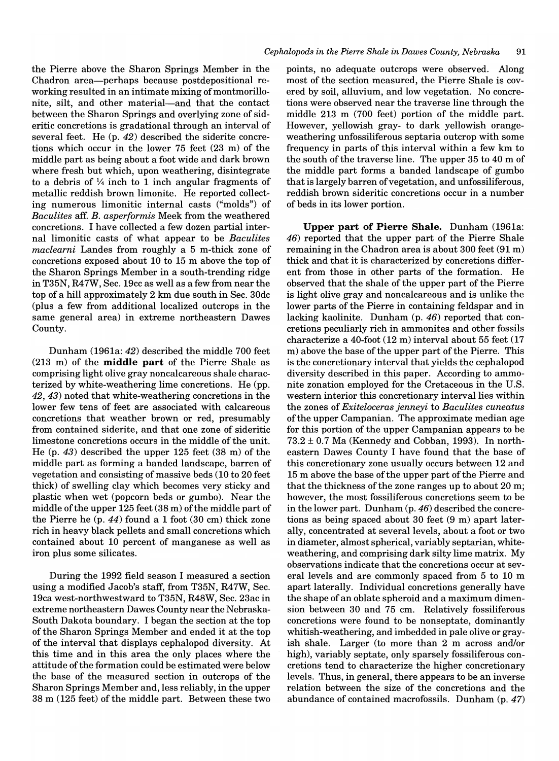the Pierre above the Sharon Springs Member in the Chadron area—perhaps because postdepositional reworking resulted in an intimate mixing of montmorillonite, silt, and other material—and that the contact between the Sharon Springs and overlying zone of sideritic concretions is gradational through an interval of several feet. He (p. *42*) described the siderite concretions which occur in the lower 75 feet (23 m) of the middle part as being about a foot wide and dark brown where fresh but which, upon weathering, disintegrate to a debris of ¼ inch to 1 inch angular fragments of metallic reddish brown limonite. He reported collecting numerous limonitic internal casts ("molds") of *Baculites* aff. *B. asperformis* Meek from the weathered concretions. I have collected a few dozen partial internal limonitic casts of what appear to be *Baculites maclearni* Landes from roughly a 5 m-thick zone of concretions exposed about 10 to 15 m above the top of the Sharon Springs Member in a south-trending ridge in T35N, R47W, Sec. 19cc as well as a few from near the top of a hill approximately 2 km due south in Sec. 30dc (plus a few from additional localized outcrops in the same general area) in extreme northeastern Dawes County.

Dunham (1961a: *42*) described the middle 700 feet (213 m) of the **middle part** of the Pierre Shale as comprising light olive gray noncalcareous shale characterized by white-weathering lime concretions. He (pp. *42*, *43*) noted that white-weathering concretions in the lower few tens of feet are associated with calcareous concretions that weather brown or red, presumably from contained siderite, and that one zone of sideritic limestone concretions occurs in the middle of the unit. He (p. *43*) described the upper 125 feet (38 m) of the middle part as forming a banded landscape, barren of vegetation and consisting of massive beds (10 to 20 feet thick) of swelling clay which becomes very sticky and plastic when wet (popcorn beds or gumbo). Near the middle of the upper 125 feet (38 m) of the middle part of the Pierre he (p. *44*) found a 1 foot (30 cm) thick zone rich in heavy black pellets and small concretions which contained about 10 percent of manganese as well as iron plus some silicates.

During the 1992 field season I measured a section using a modified Jacob's staff, from T35N, R47W, Sec. 19ca west-northwestward to T35N, R48W, Sec. 23ac in extreme northeastern Dawes County near the Nebraska-South Dakota boundary. I began the section at the top of the Sharon Springs Member and ended it at the top of the interval that displays cephalopod diversity. At this time and in this area the only places where the attitude of the formation could be estimated were below the base of the measured section in outcrops of the Sharon Springs Member and, less reliably, in the upper 38 m (125 feet) of the middle part. Between these two points, no adequate outcrops were observed. Along most of the section measured, the Pierre Shale is covered by soil, alluvium, and low vegetation. No concretions were observed near the traverse line through the middle 213 m (700 feet) portion of the middle part. However, yellowish gray- to dark yellowish orange-weathering unfossiliferous septaria outcrop with some frequency in parts of this interval within a few km to the south of the traverse line. The upper 35 to 40 m of the middle part forms a banded landscape of gumbo that is largely barren of vegetation, and unfossiliferous, reddish brown sideritic concretions occur in a number of beds in its lower portion.

**Upper part of Pierre Shale.** Dunham (1961a: *46*) reported that the upper part of the Pierre Shale remaining in the Chadron area is about 300 feet (91 m) thick and that it is characterized by concretions different from those in other parts of the formation. He observed that the shale of the upper part of the Pierre is light olive gray and noncalcareous and is unlike the lower parts of the Pierre in containing feldspar and in lacking kaolinite. Dunham (p. *46*) reported that concretions peculiarly rich in ammonites and other fossils characterize a 40-foot (12 m) interval about 55 feet (17 m) above the base of the upper part of the Pierre. This is the concretionary interval that yields the cephalopod diversity described in this paper. According to ammonite zonation employed for the Cretaceous in the U.S. western interior this concretionary interval lies within the zones of *Exiteloceras jenneyi* to *Baculites cuneatus* of the upper Campanian. The approximate median age for this portion of the upper Campanian appears to be 73.2 ± 0.7 Ma (Kennedy and Cobban, 1993). In northeastern Dawes County I have found that the base of this concretionary zone usually occurs between 12 and 15 m above the base of the upper part of the Pierre and that the thickness of the zone ranges up to about 20 m; however, the most fossiliferous concretions seem to be in the lower part. Dunham (p. *46*) described the concretions as being spaced about 30 feet (9 m) apart laterally, concentrated at several levels, about a foot or two in diameter, almost spherical, variably septarian, white-weathering, and comprising dark silty lime matrix. My observations indicate that the concretions occur at several levels and are commonly spaced from 5 to 10 m apart laterally. Individual concretions generally have the shape of an oblate spheroid and a maximum dimension between 30 and 75 cm. Relatively fossiliferous concretions were found to be nonseptate, dominantly whitish-weathering, and imbedded in pale olive or grayish shale. Larger (to more than 2 m across and/or high), variably septate, only sparsely fossiliferous concretions tend to characterize the higher concretionary levels. Thus, in general, there appears to be an inverse relation between the size of the concretions and the abundance of contained macrofossils. Dunham (p. *47*)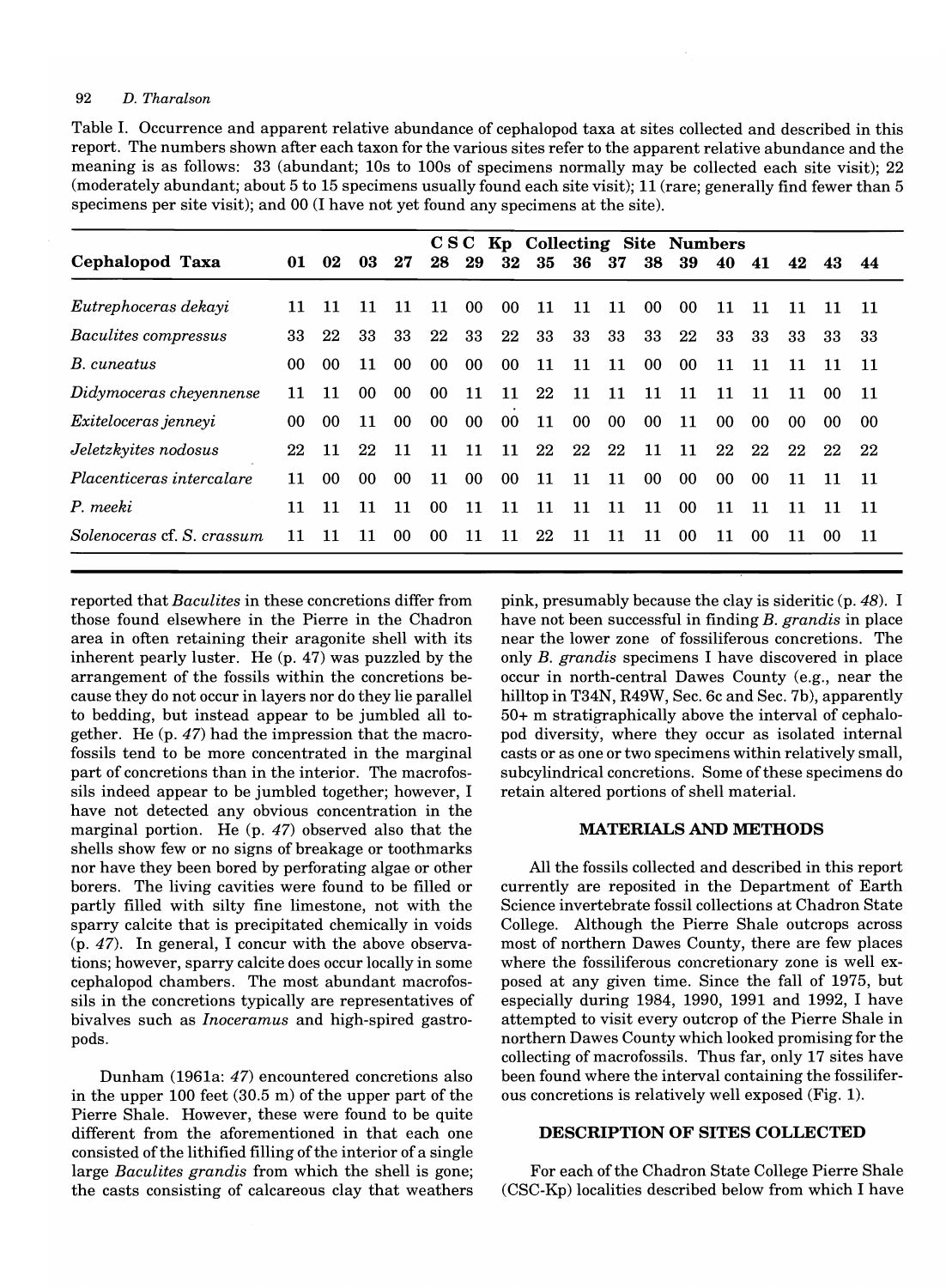Table I. Occurrence and apparent relative abundance of cephalopod taxa at sites collected and described in this report. The numbers shown after each taxon for the various sites refer to the apparent relative abundance and the meaning is as follows: 33 (abundant; 10s to 100s of specimens normally may be collected each site visit); 22 (moderately abundant; about 5 to 15 specimens usually found each site visit); 11 (rare; generally find fewer than 5 specimens per site visit); and 00 (I have not yet found any specimens at the site).

| | CSC Kp Collecting Site Numbers | | | | | | | | | | | | | | | | |
|---|---|---|---|---|---|---|---|---|---|---|---|---|---|---|---|---|---|
| **Cephalopod Taxa** | **01** | **02** | **03** | **27** | **28** | **29** | **32** | **35** | **36** | **37** | **38** | **39** | **40** | **41** | **42** | **43** | **44** |
| *Eutrephoceras dekayi* | 11 | 11 | 11 | 11 | 11 | 00 | 00 | 11 | 11 | 11 | 00 | 00 | 11 | 11 | 11 | 11 | 11 |
| *Baculites compressus* | 33 | 22 | 33 | 33 | 22 | 33 | 22 | 33 | 33 | 33 | 33 | 22 | 33 | 33 | 33 | 33 | 33 |
| *B. cuneatus* | 00 | 00 | 11 | 00 | 00 | 00 | 00 | 11 | 11 | 11 | 00 | 00 | 11 | 11 | 11 | 11 | 11 |
| *Didymoceras cheyennense* | 11 | 11 | 00 | 00 | 00 | 11 | 11 | 22 | 11 | 11 | 11 | 11 | 11 | 11 | 11 | 00 | 11 |
| *Exiteloceras jenneyi* | 00 | 00 | 11 | 00 | 00 | 00 | 00 | 11 | 00 | 00 | 00 | 11 | 00 | 00 | 00 | 00 | 00 |
| *Jeletzkyites nodosus* | 22 | 11 | 22 | 11 | 11 | 11 | 11 | 22 | 22 | 22 | 11 | 11 | 22 | 22 | 22 | 22 | 22 |
| *Placenticeras intercalare* | 11 | 00 | 00 | 00 | 11 | 00 | 00 | 11 | 11 | 11 | 00 | 00 | 00 | 00 | 11 | 11 | 11 |
| *P. meeki* | 11 | 11 | 11 | 11 | 00 | 11 | 11 | 11 | 11 | 11 | 11 | 00 | 11 | 11 | 11 | 11 | 11 |
| *Solenoceras* cf. *S. crassum* | 11 | 11 | 11 | 00 | 00 | 11 | 11 | 22 | 11 | 11 | 11 | 00 | 11 | 00 | 11 | 00 | 11 |

reported that *Baculites* in these concretions differ from those found elsewhere in the Pierre in the Chadron area in often retaining their aragonite shell with its inherent pearly luster. He (p. 47) was puzzled by the arrangement of the fossils within the concretions because they do not occur in layers nor do they lie parallel to bedding, but instead appear to be jumbled all together. He (p. 47) had the impression that the macrofossils tend to be more concentrated in the marginal part of concretions than in the interior. The macrofossils indeed appear to be jumbled together; however, I have not detected any obvious concentration in the marginal portion. He (p. 47) observed also that the shells show few or no signs of breakage or toothmarks nor have they been bored by perforating algae or other borers. The living cavities were found to be filled or partly filled with silty fine limestone, not with the sparry calcite that is precipitated chemically in voids (p. 47). In general, I concur with the above observations; however, sparry calcite does occur locally in some cephalopod chambers. The most abundant macrofossils in the concretions typically are representatives of bivalves such as *Inoceramus* and high-spired gastropods.

Dunham (1961a: *47*) encountered concretions also in the upper 100 feet (30.5 m) of the upper part of the Pierre Shale. However, these were found to be quite different from the aforementioned in that each one consisted of the lithified filling of the interior of a single large *Baculites grandis* from which the shell is gone; the casts consisting of calcareous clay that weathers pink, presumably because the clay is sideritic (p. *48*). I have not been successful in finding *B. grandis* in place near the lower zone of fossiliferous concretions. The only *B. grandis* specimens I have discovered in place occur in north-central Dawes County (e.g., near the hilltop in T34N, R49W, Sec. 6c and Sec. 7b), apparently 50+ m stratigraphically above the interval of cephalopod diversity, where they occur as isolated internal casts or as one or two specimens within relatively small, subcylindrical concretions. Some of these specimens do retain altered portions of shell material.

## MATERIALS AND METHODS

All the fossils collected and described in this report currently are reposited in the Department of Earth Science invertebrate fossil collections at Chadron State College. Although the Pierre Shale outcrops across most of northern Dawes County, there are few places where the fossiliferous concretionary zone is well exposed at any given time. Since the fall of 1975, but especially during 1984, 1990, 1991 and 1992, I have attempted to visit every outcrop of the Pierre Shale in northern Dawes County which looked promising for the collecting of macrofossils. Thus far, only 17 sites have been found where the interval containing the fossiliferous concretions is relatively well exposed (Fig. 1).

## DESCRIPTION OF SITES COLLECTED

For each of the Chadron State College Pierre Shale (CSC-Kp) localities described below from which I have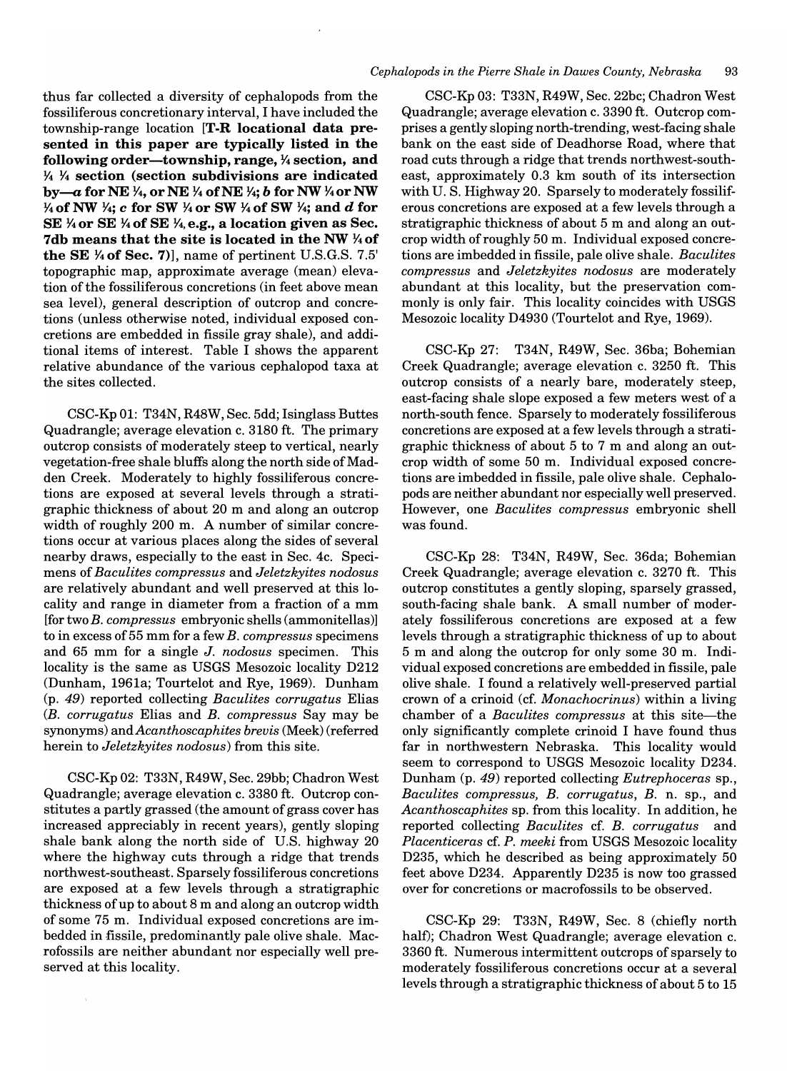thus far collected a diversity of cephalopods from the fossiliferous concretionary interval, I have included the township-range location **[T-R locational data presented in this paper are typically listed in the following order—township, range, ¼ section, and ¼ ¼ section (section subdivisions are indicated by—*a* for NE ¼, or NE ¼ of NE ¼; *b* for NW ¼ or NW ¼ of NW ¼; *c* for SW ¼ or SW ¼ of SW ¼; and *d* for SE ¼ or SE ¼ of SE ¼, e.g., a location given as Sec. 7db means that the site is located in the NW ¼ of the SE ¼ of Sec. 7)]**, name of pertinent U.S.G.S. 7.5' topographic map, approximate average (mean) elevation of the fossiliferous concretions (in feet above mean sea level), general description of outcrop and concretions (unless otherwise noted, individual exposed concretions are embedded in fissile gray shale), and additional items of interest. Table I shows the apparent relative abundance of the various cephalopod taxa at the sites collected.

CSC-Kp 01: T34N, R48W, Sec. 5dd; Isinglass Buttes Quadrangle; average elevation c. 3180 ft. The primary outcrop consists of moderately steep to vertical, nearly vegetation-free shale bluffs along the north side of Madden Creek. Moderately to highly fossiliferous concretions are exposed at several levels through a stratigraphic thickness of about 20 m and along an outcrop width of roughly 200 m. A number of similar concretions occur at various places along the sides of several nearby draws, especially to the east in Sec. 4c. Specimens of *Baculites compressus* and *Jeletzkyites nodosus* are relatively abundant and well preserved at this locality and range in diameter from a fraction of a mm [for two *B. compressus* embryonic shells (ammonitellas)] to in excess of 55 mm for a few *B. compressus* specimens and 65 mm for a single *J. nodosus* specimen. This locality is the same as USGS Mesozoic locality D212 (Dunham, 1961a; Tourtelot and Rye, 1969). Dunham (p. *49*) reported collecting *Baculites corrugatus* Elias (*B. corrugatus* Elias and *B. compressus* Say may be synonyms) and *Acanthoscaphites brevis* (Meek) (referred herein to *Jeletzkyites nodosus*) from this site.

CSC-Kp 02: T33N, R49W, Sec. 29bb; Chadron West Quadrangle; average elevation c. 3380 ft. Outcrop constitutes a partly grassed (the amount of grass cover has increased appreciably in recent years), gently sloping shale bank along the north side of U.S. highway 20 where the highway cuts through a ridge that trends northwest-southeast. Sparsely fossiliferous concretions are exposed at a few levels through a stratigraphic thickness of up to about 8 m and along an outcrop width of some 75 m. Individual exposed concretions are imbedded in fissile, predominantly pale olive shale. Macrofossils are neither abundant nor especially well preserved at this locality.

CSC-Kp 03: T33N, R49W, Sec. 22bc; Chadron West Quadrangle; average elevation c. 3390 ft. Outcrop comprises a gently sloping north-trending, west-facing shale bank on the east side of Deadhorse Road, where that road cuts through a ridge that trends northwest-southeast, approximately 0.3 km south of its intersection with U. S. Highway 20. Sparsely to moderately fossiliferous concretions are exposed at a few levels through a stratigraphic thickness of about 5 m and along an outcrop width of roughly 50 m. Individual exposed concretions are imbedded in fissile, pale olive shale. *Baculites compressus* and *Jeletzkyites nodosus* are moderately abundant at this locality, but the preservation commonly is only fair. This locality coincides with USGS Mesozoic locality D4930 (Tourtelot and Rye, 1969).

CSC-Kp 27: T34N, R49W, Sec. 36ba; Bohemian Creek Quadrangle; average elevation c. 3250 ft. This outcrop consists of a nearly bare, moderately steep, east-facing shale slope exposed a few meters west of a north-south fence. Sparsely to moderately fossiliferous concretions are exposed at a few levels through a stratigraphic thickness of about 5 to 7 m and along an outcrop width of some 50 m. Individual exposed concretions are imbedded in fissile, pale olive shale. Cephalopods are neither abundant nor especially well preserved. However, one *Baculites compressus* embryonic shell was found.

CSC-Kp 28: T34N, R49W, Sec. 36da; Bohemian Creek Quadrangle; average elevation c. 3270 ft. This outcrop constitutes a gently sloping, sparsely grassed, south-facing shale bank. A small number of moderately fossiliferous concretions are exposed at a few levels through a stratigraphic thickness of up to about 5 m and along the outcrop for only some 30 m. Individual exposed concretions are embedded in fissile, pale olive shale. I found a relatively well-preserved partial crown of a crinoid (cf. *Monachocrinus*) within a living chamber of a *Baculites compressus* at this site—the only significantly complete crinoid I have found thus far in northwestern Nebraska. This locality would seem to correspond to USGS Mesozoic locality D234. Dunham (p. *49*) reported collecting *Eutrephoceras* sp., *Baculites compressus*, *B. corrugatus*, *B.* n. sp., and *Acanthoscaphites* sp. from this locality. In addition, he reported collecting *Baculites* cf. *B. corrugatus* and *Placenticeras* cf. *P. meeki* from USGS Mesozoic locality D235, which he described as being approximately 50 feet above D234. Apparently D235 is now too grassed over for concretions or macrofossils to be observed.

CSC-Kp 29: T33N, R49W, Sec. 8 (chiefly north half); Chadron West Quadrangle; average elevation c. 3360 ft. Numerous intermittent outcrops of sparsely to moderately fossiliferous concretions occur at a several levels through a stratigraphic thickness of about 5 to 15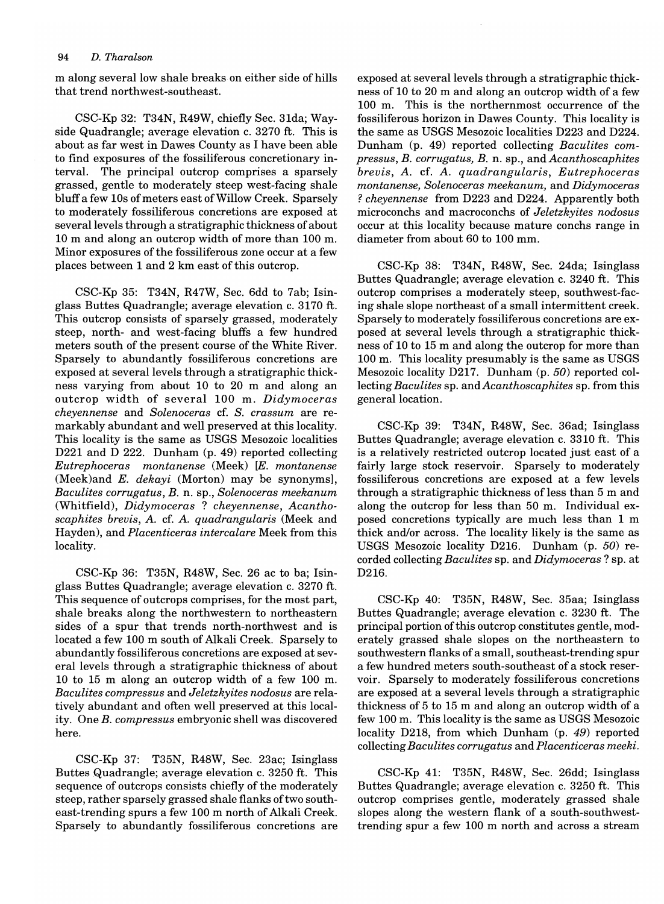m along several low shale breaks on either side of hills that trend northwest-southeast.

CSC-Kp 32: T34N, R49W, chiefly Sec. 31da; Wayside Quadrangle; average elevation c. 3270 ft. This is about as far west in Dawes County as I have been able to find exposures of the fossiliferous concretionary interval. The principal outcrop comprises a sparsely grassed, gentle to moderately steep west-facing shale bluff a few 10s of meters east of Willow Creek. Sparsely to moderately fossiliferous concretions are exposed at several levels through a stratigraphic thickness of about 10 m and along an outcrop width of more than 100 m. Minor exposures of the fossiliferous zone occur at a few places between 1 and 2 km east of this outcrop.

CSC-Kp 35: T34N, R47W, Sec. 6dd to 7ab; Isinglass Buttes Quadrangle; average elevation c. 3170 ft. This outcrop consists of sparsely grassed, moderately steep, north- and west-facing bluffs a few hundred meters south of the present course of the White River. Sparsely to abundantly fossiliferous concretions are exposed at several levels through a stratigraphic thickness varying from about 10 to 20 m and along an outcrop width of several 100 m. *Didymoceras cheyennense* and *Solenoceras* cf. *S. crassum* are remarkably abundant and well preserved at this locality. This locality is the same as USGS Mesozoic localities D221 and D 222. Dunham (p. 49) reported collecting *Eutrephoceras montanense* (Meek) [*E. montanense* (Meek)and *E. dekayi* (Morton) may be synonyms], *Baculites corrugatus*, *B.* n. sp., *Solenoceras meekanum* (Whitfield), *Didymoceras* ? *cheyennense*, *Acanthoscaphites brevis*, *A.* cf. *A. quadrangularis* (Meek and Hayden), and *Placenticeras intercalare* Meek from this locality.

CSC-Kp 36: T35N, R48W, Sec. 26 ac to ba; Isinglass Buttes Quadrangle; average elevation c. 3270 ft. This sequence of outcrops comprises, for the most part, shale breaks along the northwestern to northeastern sides of a spur that trends north-northwest and is located a few 100 m south of Alkali Creek. Sparsely to abundantly fossiliferous concretions are exposed at several levels through a stratigraphic thickness of about 10 to 15 m along an outcrop width of a few 100 m. *Baculites compressus* and *Jeletzkyites nodosus* are relatively abundant and often well preserved at this locality. One *B. compressus* embryonic shell was discovered here.

CSC-Kp 37: T35N, R48W, Sec. 23ac; Isinglass Buttes Quadrangle; average elevation c. 3250 ft. This sequence of outcrops consists chiefly of the moderately steep, rather sparsely grassed shale flanks of two southeast-trending spurs a few 100 m north of Alkali Creek. Sparsely to abundantly fossiliferous concretions are exposed at several levels through a stratigraphic thickness of 10 to 20 m and along an outcrop width of a few 100 m. This is the northernmost occurrence of the fossiliferous horizon in Dawes County. This locality is the same as USGS Mesozoic localities D223 and D224. Dunham (p. 49) reported collecting *Baculites compressus*, *B. corrugatus*, *B.* n. sp., and *Acanthoscaphites brevis*, *A.* cf. *A. quadrangularis*, *Eutrephoceras montanense*, *Solenoceras meekanum*, and *Didymoceras ? cheyennense* from D223 and D224. Apparently both microconchs and macroconchs of *Jeletzkyites nodosus* occur at this locality because mature conchs range in diameter from about 60 to 100 mm.

CSC-Kp 38: T34N, R48W, Sec. 24da; Isinglass Buttes Quadrangle; average elevation c. 3240 ft. This outcrop comprises a moderately steep, southwest-facing shale slope northeast of a small intermittent creek. Sparsely to moderately fossiliferous concretions are exposed at several levels through a stratigraphic thickness of 10 to 15 m and along the outcrop for more than 100 m. This locality presumably is the same as USGS Mesozoic locality D217. Dunham (p. *50*) reported collecting *Baculites* sp. and *Acanthoscaphites* sp. from this general location.

CSC-Kp 39: T34N, R48W, Sec. 36ad; Isinglass Buttes Quadrangle; average elevation c. 3310 ft. This is a relatively restricted outcrop located just east of a fairly large stock reservoir. Sparsely to moderately fossiliferous concretions are exposed at a few levels through a stratigraphic thickness of less than 5 m and along the outcrop for less than 50 m. Individual exposed concretions typically are much less than 1 m thick and/or across. The locality likely is the same as USGS Mesozoic locality D216. Dunham (p. *50*) recorded collecting *Baculites* sp. and *Didymoceras* ? sp. at D216.

CSC-Kp 40: T35N, R48W, Sec. 35aa; Isinglass Buttes Quadrangle; average elevation c. 3230 ft. The principal portion of this outcrop constitutes gentle, moderately grassed shale slopes on the northeastern to southwestern flanks of a small, southeast-trending spur a few hundred meters south-southeast of a stock reservoir. Sparsely to moderately fossiliferous concretions are exposed at a several levels through a stratigraphic thickness of 5 to 15 m and along an outcrop width of a few 100 m. This locality is the same as USGS Mesozoic locality D218, from which Dunham (p. *49*) reported collecting *Baculites corrugatus* and *Placenticeras meeki*.

CSC-Kp 41: T35N, R48W, Sec. 26dd; Isinglass Buttes Quadrangle; average elevation c. 3250 ft. This outcrop comprises gentle, moderately grassed shale slopes along the western flank of a south-southwest-trending spur a few 100 m north and across a stream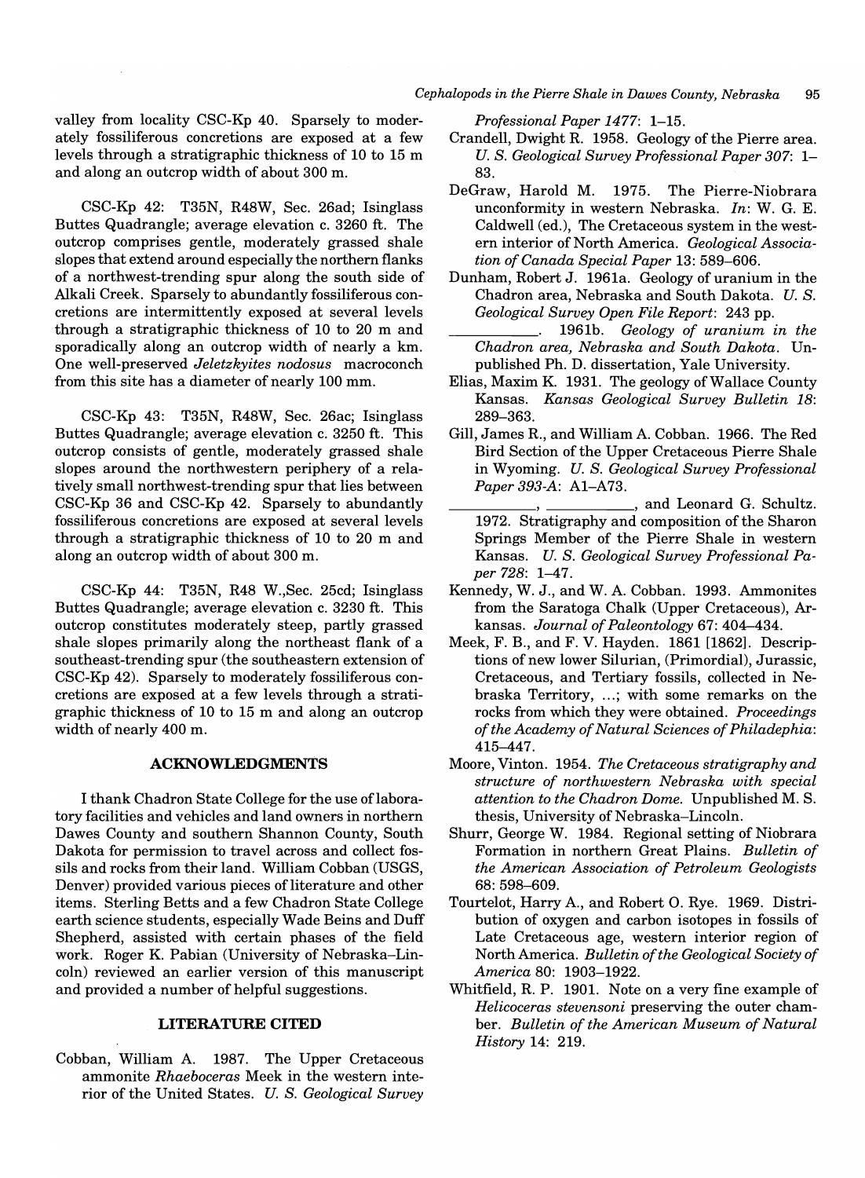valley from locality CSC-Kp 40. Sparsely to moderately fossiliferous concretions are exposed at a few levels through a stratigraphic thickness of 10 to 15 m and along an outcrop width of about 300 m.

CSC-Kp 42: T35N, R48W, Sec. 26ad; Isinglass Buttes Quadrangle; average elevation c. 3260 ft. The outcrop comprises gentle, moderately grassed shale slopes that extend around especially the northern flanks of a northwest-trending spur along the south side of Alkali Creek. Sparsely to abundantly fossiliferous concretions are intermittently exposed at several levels through a stratigraphic thickness of 10 to 20 m and sporadically along an outcrop width of nearly a km. One well-preserved *Jeletzkyites nodosus* macroconch from this site has a diameter of nearly 100 mm.

CSC-Kp 43: T35N, R48W, Sec. 26ac; Isinglass Buttes Quadrangle; average elevation c. 3250 ft. This outcrop consists of gentle, moderately grassed shale slopes around the northwestern periphery of a relatively small northwest-trending spur that lies between CSC-Kp 36 and CSC-Kp 42. Sparsely to abundantly fossiliferous concretions are exposed at several levels through a stratigraphic thickness of 10 to 20 m and along an outcrop width of about 300 m.

CSC-Kp 44: T35N, R48 W.,Sec. 25cd; Isinglass Buttes Quadrangle; average elevation c. 3230 ft. This outcrop constitutes moderately steep, partly grassed shale slopes primarily along the northeast flank of a southeast-trending spur (the southeastern extension of CSC-Kp 42). Sparsely to moderately fossiliferous concretions are exposed at a few levels through a stratigraphic thickness of 10 to 15 m and along an outcrop width of nearly 400 m.

## ACKNOWLEDGMENTS

I thank Chadron State College for the use of laboratory facilities and vehicles and land owners in northern Dawes County and southern Shannon County, South Dakota for permission to travel across and collect fossils and rocks from their land. William Cobban (USGS, Denver) provided various pieces of literature and other items. Sterling Betts and a few Chadron State College earth science students, especially Wade Beins and Duff Shepherd, assisted with certain phases of the field work. Roger K. Pabian (University of Nebraska–Lincoln) reviewed an earlier version of this manuscript and provided a number of helpful suggestions.

## LITERATURE CITED

Cobban, William A. 1987. The Upper Cretaceous ammonite *Rhaeboceras* Meek in the western interior of the United States. *U. S. Geological Survey Professional Paper 1477*: 1–15.

Crandell, Dwight R. 1958. Geology of the Pierre area. *U. S. Geological Survey Professional Paper 307*: 1–83.

DeGraw, Harold M. 1975. The Pierre-Niobrara unconformity in western Nebraska. *In*: W. G. E. Caldwell (ed.), The Cretaceous system in the western interior of North America. *Geological Association of Canada Special Paper* 13: 589–606.

Dunham, Robert J. 1961a. Geology of uranium in the Chadron area, Nebraska and South Dakota. *U. S. Geological Survey Open File Report*: 243 pp.

\_\_\_\_\_\_\_\_\_\_. 1961b. *Geology of uranium in the Chadron area, Nebraska and South Dakota*. Unpublished Ph. D. dissertation, Yale University.

Elias, Maxim K. 1931. The geology of Wallace County Kansas. *Kansas Geological Survey Bulletin 18*: 289–363.

Gill, James R., and William A. Cobban. 1966. The Red Bird Section of the Upper Cretaceous Pierre Shale in Wyoming. *U. S. Geological Survey Professional Paper 393-A*: A1–A73.

\_\_\_\_\_\_\_\_\_\_, \_\_\_\_\_\_\_\_\_\_, and Leonard G. Schultz. 1972. Stratigraphy and composition of the Sharon Springs Member of the Pierre Shale in western Kansas. *U. S. Geological Survey Professional Paper 728*: 1–47.

Kennedy, W. J., and W. A. Cobban. 1993. Ammonites from the Saratoga Chalk (Upper Cretaceous), Arkansas. *Journal of Paleontology* 67: 404–434.

Meek, F. B., and F. V. Hayden. 1861 [1862]. Descriptions of new lower Silurian, (Primordial), Jurassic, Cretaceous, and Tertiary fossils, collected in Nebraska Territory, ...; with some remarks on the rocks from which they were obtained. *Proceedings of the Academy of Natural Sciences of Philadephia*: 415–447.

Moore, Vinton. 1954. *The Cretaceous stratigraphy and structure of northwestern Nebraska with special attention to the Chadron Dome.* Unpublished M. S. thesis, University of Nebraska–Lincoln.

Shurr, George W. 1984. Regional setting of Niobrara Formation in northern Great Plains. *Bulletin of the American Association of Petroleum Geologists* 68: 598–609.

Tourtelot, Harry A., and Robert O. Rye. 1969. Distribution of oxygen and carbon isotopes in fossils of Late Cretaceous age, western interior region of North America. *Bulletin of the Geological Society of America* 80: 1903–1922.

Whitfield, R. P. 1901. Note on a very fine example of *Helicoceras stevensoni* preserving the outer chamber. *Bulletin of the American Museum of Natural History* 14: 219.